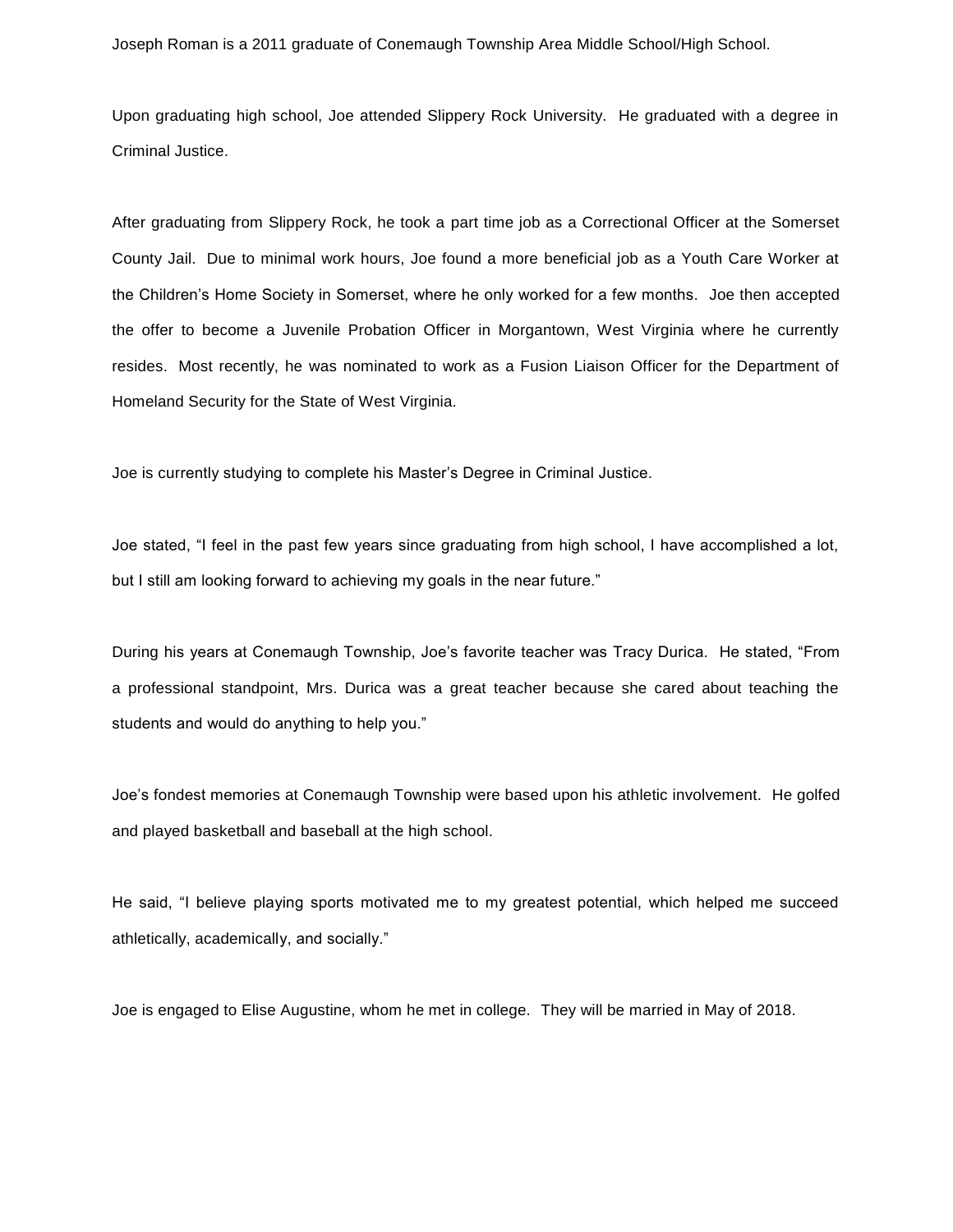Joseph Roman is a 2011 graduate of Conemaugh Township Area Middle School/High School.

Upon graduating high school, Joe attended Slippery Rock University. He graduated with a degree in Criminal Justice.

After graduating from Slippery Rock, he took a part time job as a Correctional Officer at the Somerset County Jail. Due to minimal work hours, Joe found a more beneficial job as a Youth Care Worker at the Children's Home Society in Somerset, where he only worked for a few months. Joe then accepted the offer to become a Juvenile Probation Officer in Morgantown, West Virginia where he currently resides. Most recently, he was nominated to work as a Fusion Liaison Officer for the Department of Homeland Security for the State of West Virginia.

Joe is currently studying to complete his Master's Degree in Criminal Justice.

Joe stated, "I feel in the past few years since graduating from high school, I have accomplished a lot, but I still am looking forward to achieving my goals in the near future."

During his years at Conemaugh Township, Joe's favorite teacher was Tracy Durica. He stated, "From a professional standpoint, Mrs. Durica was a great teacher because she cared about teaching the students and would do anything to help you."

Joe's fondest memories at Conemaugh Township were based upon his athletic involvement. He golfed and played basketball and baseball at the high school.

He said, "I believe playing sports motivated me to my greatest potential, which helped me succeed athletically, academically, and socially."

Joe is engaged to Elise Augustine, whom he met in college. They will be married in May of 2018.